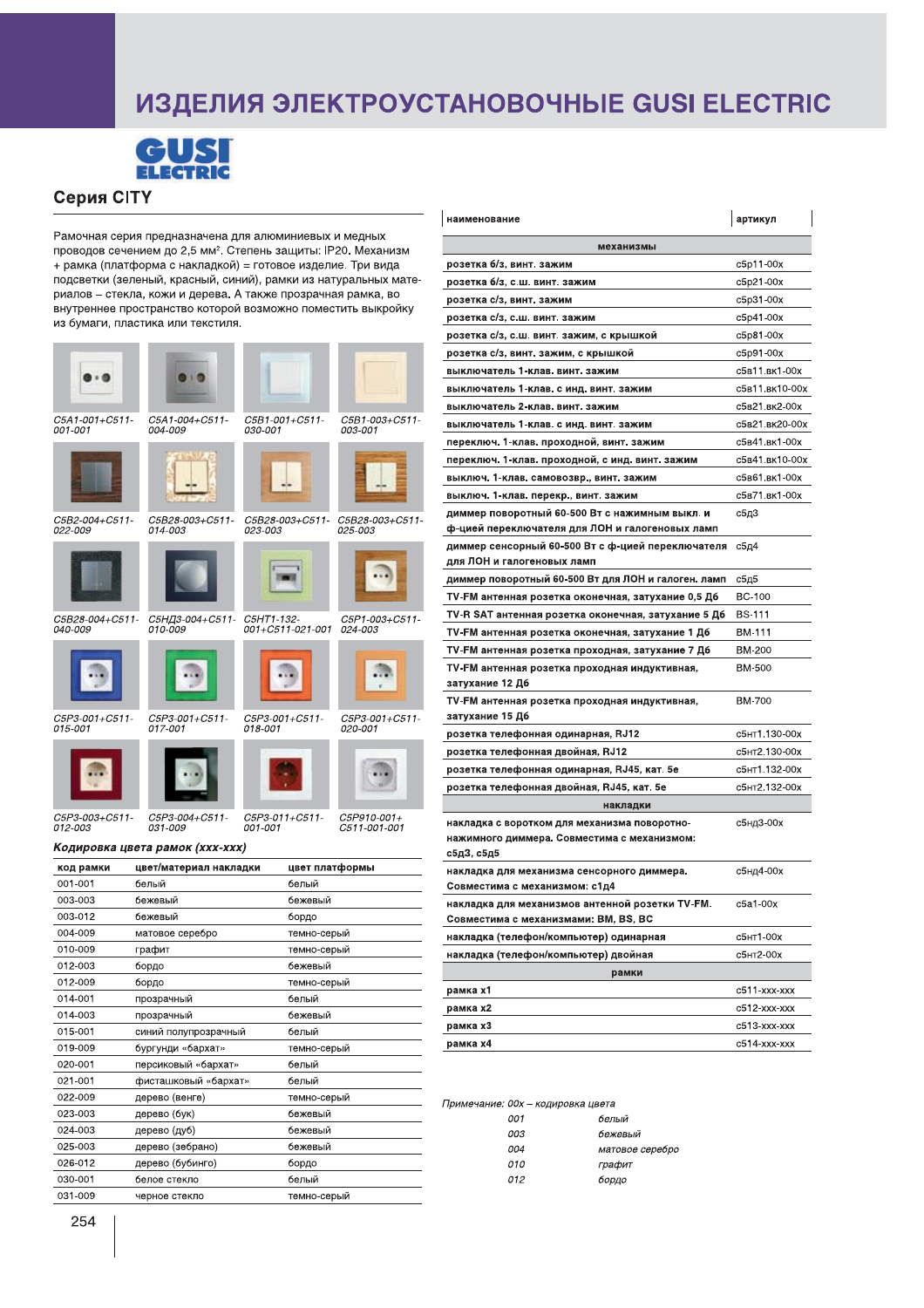# ИЗДЕЛИЯ ЭЛЕКТРОУСТАНОВОЧНЫЕ GUSI ELECTRIC

## Серия CITY

Рамочная серия предназначена для алюминиевых и медных проводов сечением до 2,5 мм². Степень защиты: IP20. Механизм + рамка (платформа с накладкой) = готовое изделие. Три вида подсветки (зеленый, красный, синий), рамки из натуральных материалов – стекла, кожи и дерева. А также прозрачная рамка, во внутреннее пространство которой возможно поместить выкройку из бумаги, пластика или текстиля.

*C5A1-001+C511-001-001*

*C5A1-004+C511-004-009*

*C5B1-001+C511-030-001*

*C5B1-003+C511-003-001*

*C5B2-004+C511-022-009*

*C5B28-003+C511-014-003*

*C5B28-003+C511-023-003*

*C5B28-003+C511-025-003*

*C5B28-004+C511-040-009*

*C5НД3-004+C511-010-009*

*C5НТ1-132-001+C511-021-001*

*C5P1-003+C511-024-003*

*C5P3-001+C511-015-001*

*C5P3-001+C511-017-001*

*C5P3-001+C511-018-001*

*C5P3-001+C511-020-001*

*C5P3-003+C511-012-003*

*C5P3-004+C511-031-009*

*C5P3-011+C511-001-001*

*C5P910-001+C511-001-001*

### *Кодировка цвета рамок (ххх-ххх)*

| код рамки | цвет/материал накладки | цвет платформы |
|---|---|---|
| 001-001 | белый | белый |
| 003-003 | бежевый | бежевый |
| 003-012 | бежевый | бордо |
| 004-009 | матовое серебро | темно-серый |
| 010-009 | графит | темно-серый |
| 012-003 | бордо | бежевый |
| 012-009 | бордо | темно-серый |
| 014-001 | прозрачный | белый |
| 014-003 | прозрачный | бежевый |
| 015-001 | синий полупрозрачный | белый |
| 019-009 | бургунди «бархат» | темно-серый |
| 020-001 | персиковый «бархат» | белый |
| 021-001 | фисташковый «бархат» | белый |
| 022-009 | дерево (венге) | темно-серый |
| 023-003 | дерево (бук) | бежевый |
| 024-003 | дерево (дуб) | бежевый |
| 025-003 | дерево (зебрано) | бежевый |
| 026-012 | дерево (бубинго) | бордо |
| 030-001 | белое стекло | белый |
| 031-009 | черное стекло | темно-серый |

| наименование | артикул |
|---|---|
| **механизмы** | |
| розетка б/з, винт. зажим | с5р11-00х |
| розетка б/з, с.ш. винт. зажим | с5р21-00х |
| розетка с/з, винт. зажим | с5р31-00х |
| розетка с/з, с.ш. винт. зажим | с5р41-00х |
| розетка с/з, с.ш. винт. зажим, с крышкой | с5р81-00х |
| розетка с/з, винт. зажим, с крышкой | с5р91-00х |
| выключатель 1-клав. винт. зажим | с5в11.вк1-00х |
| выключатель 1-клав. с инд. винт. зажим | с5в11.вк10-00х |
| выключатель 2-клав. винт. зажим | с5в21.вк2-00х |
| выключатель 1-клав. с инд. винт. зажим | с5в21.вк20-00х |
| переключ. 1-клав. проходной, винт. зажим | с5в41.вк1-00х |
| переключ. 1-клав. проходной, с инд. винт. зажим | с5в41.вк10-00х |
| выключ. 1-клав. самовозвр., винт. зажим | с5в61.вк1-00х |
| выключ. 1-клав. перекр., винт. зажим | с5в71.вк1-00х |
| диммер поворотный 60-500 Вт с нажимным выкл. и ф-цией переключателя для ЛОН и галогеновых ламп | с5д3 |
| диммер сенсорный 60-500 Вт с ф-цией переключателя для ЛОН и галогеновых ламп | с5д4 |
| диммер поворотный 60-500 Вт для ЛОН и галоген. ламп | с5д5 |
| TV-FM антенная розетка оконечная, затухание 0,5 Дб | BC-100 |
| TV-R SAT антенная розетка оконечная, затухание 5 Дб | BS-111 |
| TV-FM антенная розетка оконечная, затухание 1 Дб | BM-111 |
| TV-FM антенная розетка проходная, затухание 7 Дб | BM-200 |
| TV-FM антенная розетка проходная индуктивная, затухание 12 Дб | BM-500 |
| TV-FM антенная розетка проходная индуктивная, затухание 15 Дб | BM-700 |
| розетка телефонная одинарная, RJ12 | с5нт1.130-00х |
| розетка телефонная двойная, RJ12 | с5нт2.130-00х |
| розетка телефонная одинарная, RJ45, кат. 5е | с5нт1.132-00х |
| розетка телефонная двойная, RJ45, кат. 5е | с5нт2.132-00х |
| **накладки** | |
| накладка с воротком для механизма поворотно-нажимного диммера. Совместима с механизмом: с5д3, с5д5 | с5нд3-00х |
| накладка для механизма сенсорного диммера. Совместима с механизмом: с1д4 | с5нд4-00х |
| накладка для механизмов антенной розетки TV-FM. Совместима с механизмами: BM, BS, BC | с5а1-00х |
| накладка (телефон/компьютер) одинарная | с5нт1-00х |
| накладка (телефон/компьютер) двойная | с5нт2-00х |
| **рамки** | |
| рамка х1 | с511-ххх-ххх |
| рамка х2 | с512-ххх-ххх |
| рамка х3 | с513-ххх-ххх |
| рамка х4 | с514-ххх-ххх |

*Примечание: 00х – кодировка цвета*

| | |
|---|---|
| *001* | *белый* |
| *003* | *бежевый* |
| *004* | *матовое серебро* |
| *010* | *графит* |
| *012* | *бордо* |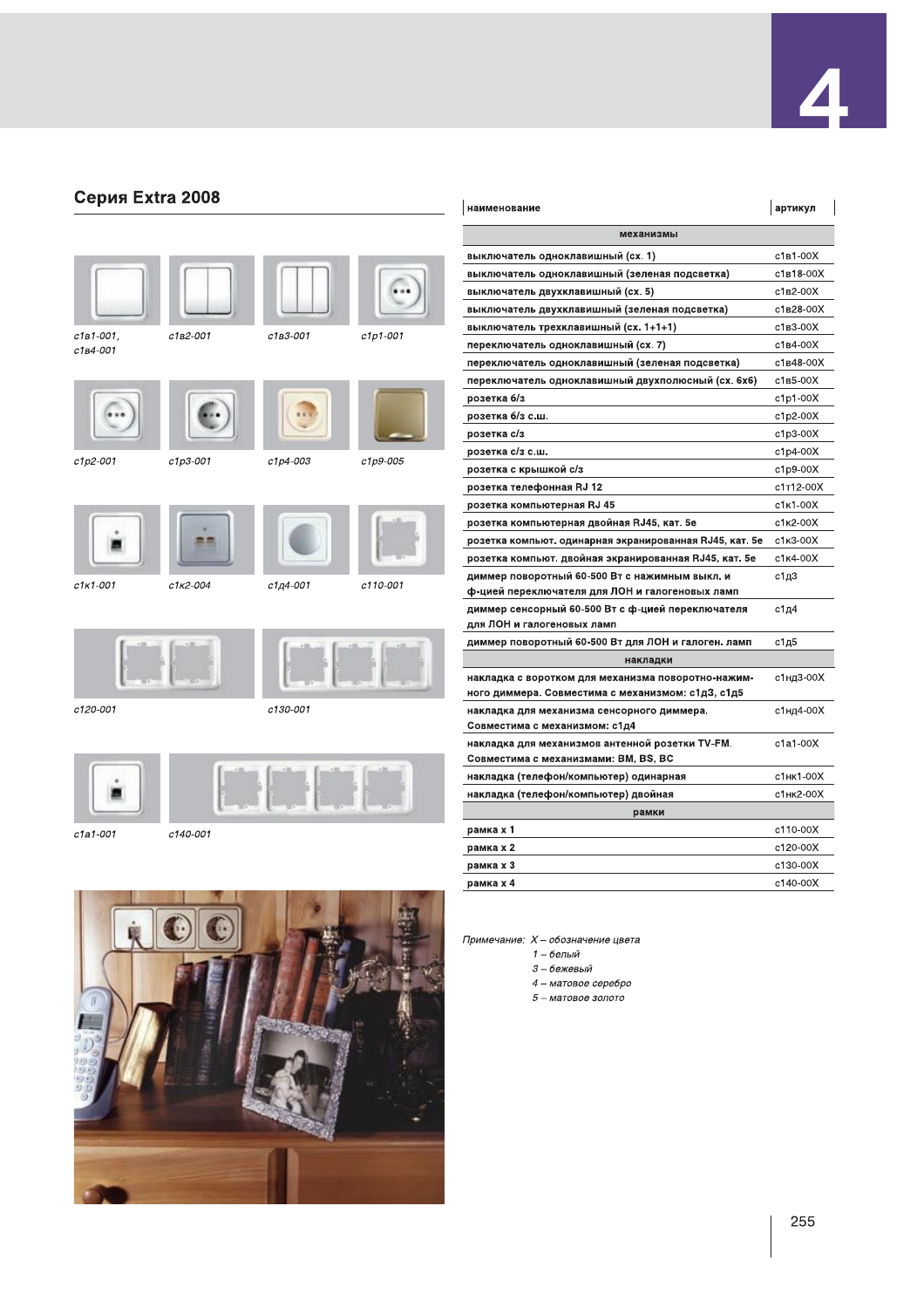## Серия Extra 2008

c1в1-001, c1в4-001

c1в2-001

c1в3-001

c1р1-001

c1р2-001

c1р3-001

c1р4-003

c1р9-005

c1к1-001

c1к2-004

c1д4-001

c110-001

c120-001

c130-001

c1а1-001

c140-001

| наименование | артикул |
|---|---|
| **механизмы** | |
| выключатель одноклавишный (сх. 1) | c1в1-00X |
| выключатель одноклавишный (зеленая подсветка) | c1в18-00X |
| выключатель двухклавишный (сх. 5) | c1в2-00X |
| выключатель двухклавишный (зеленая подсветка) | c1в28-00X |
| выключатель трехклавишный (сх. 1+1+1) | c1в3-00X |
| переключатель одноклавишный (сх. 7) | c1в4-00X |
| переключатель одноклавишный (зеленая подсветка) | c1в48-00X |
| переключатель одноклавишный двухполюсный (сх. 6х6) | c1в5-00X |
| розетка б/з | c1р1-00X |
| розетка б/з с.ш. | c1р2-00X |
| розетка с/з | c1р3-00X |
| розетка с/з с.ш. | c1р4-00X |
| розетка с крышкой с/з | c1р9-00X |
| розетка телефонная RJ 12 | c1т12-00X |
| розетка компьютерная RJ 45 | c1к1-00X |
| розетка компьютерная двойная RJ45, кат. 5е | c1к2-00X |
| розетка компьют. одинарная экранированная RJ45, кат. 5е | c1к3-00X |
| розетка компьют. двойная экранированная RJ45, кат. 5е | c1к4-00X |
| диммер поворотный 60-500 Вт с нажимным выкл. и ф-цией переключателя для ЛОН и галогеновых ламп | c1д3 |
| диммер сенсорный 60-500 Вт с ф-цией переключателя для ЛОН и галогеновых ламп | c1д4 |
| диммер поворотный 60-500 Вт для ЛОН и галоген. ламп | c1д5 |
| **накладки** | |
| накладка с воротком для механизма поворотно-нажимного диммера. Совместима с механизмом: c1д3, c1д5 | c1нд3-00X |
| накладка для механизма сенсорного диммера. Совместима с механизмом: c1д4 | c1нд4-00X |
| накладка для механизмов антенной розетки TV-FM. Совместима с механизмами: BM, BS, BC | c1а1-00X |
| накладка (телефон/компьютер) одинарная | c1нк1-00X |
| накладка (телефон/компьютер) двойная | c1нк2-00X |
| **рамки** | |
| рамка x 1 | c110-00X |
| рамка x 2 | c120-00X |
| рамка x 3 | c130-00X |
| рамка x 4 | c140-00X |

*Примечание: X – обозначение цвета*
*1 – белый*
*3 – бежевый*
*4 – матовое серебро*
*5 – матовое золото*